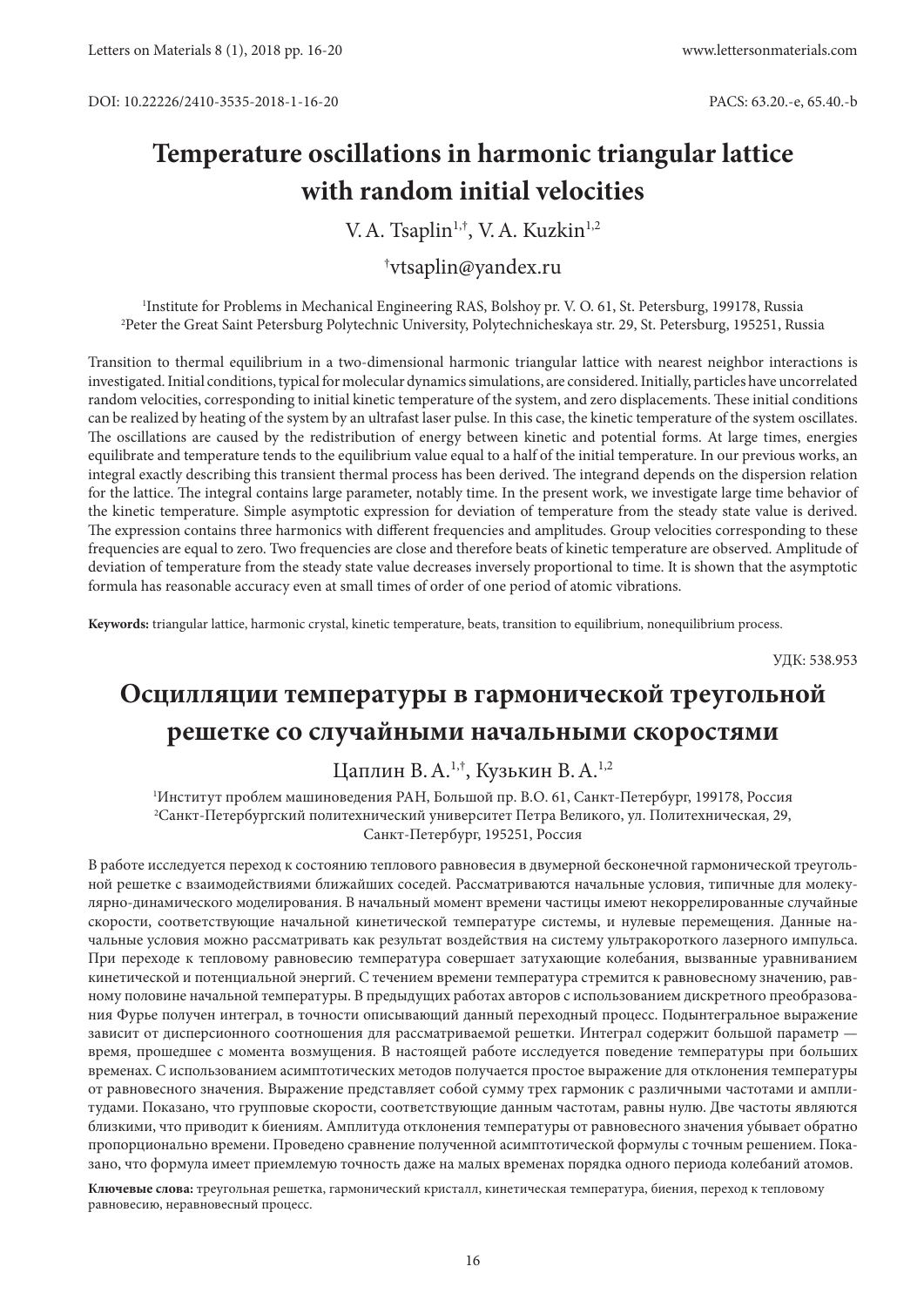DOI: 10.22226/2410-3535-2018-1-16-20

PACS: 63.20.-e, 65.40.-b

# Temperature oscillations in harmonic triangular lattice with random initial velocities

V. A. Tsaplin[1,†], V. A. Kuzkin[1,2]

†vtsaplin@yandex.ru

[1]Institute for Problems in Mechanical Engineering RAS, Bolshoy pr. V. O. 61, St. Petersburg, 199178, Russia
[2]Peter the Great Saint Petersburg Polytechnic University, Polytechnicheskaya str. 29, St. Petersburg, 195251, Russia

Transition to thermal equilibrium in a two-dimensional harmonic triangular lattice with nearest neighbor interactions is investigated. Initial conditions, typical for molecular dynamics simulations, are considered. Initially, particles have uncorrelated random velocities, corresponding to initial kinetic temperature of the system, and zero displacements. These initial conditions can be realized by heating of the system by an ultrafast laser pulse. In this case, the kinetic temperature of the system oscillates. The oscillations are caused by the redistribution of energy between kinetic and potential forms. At large times, energies equilibrate and temperature tends to the equilibrium value equal to a half of the initial temperature. In our previous works, an integral exactly describing this transient thermal process has been derived. The integrand depends on the dispersion relation for the lattice. The integral contains large parameter, notably time. In the present work, we investigate large time behavior of the kinetic temperature. Simple asymptotic expression for deviation of temperature from the steady state value is derived. The expression contains three harmonics with different frequencies and amplitudes. Group velocities corresponding to these frequencies are equal to zero. Two frequencies are close and therefore beats of kinetic temperature are observed. Amplitude of deviation of temperature from the steady state value decreases inversely proportional to time. It is shown that the asymptotic formula has reasonable accuracy even at small times of order of one period of atomic vibrations.

**Keywords:** triangular lattice, harmonic crystal, kinetic temperature, beats, transition to equilibrium, nonequilibrium process.

УДК: 538.953

# Осцилляции температуры в гармонической треугольной решетке со случайными начальными скоростями

Цаплин В. А.[1,†], Кузькин В. А.[1,2]

[1]Институт проблем машиноведения РАН, Большой пр. В.О. 61, Санкт-Петербург, 199178, Россия
[2]Санкт-Петербургский политехнический университет Петра Великого, ул. Политехническая, 29, Санкт-Петербург, 195251, Россия

В работе исследуется переход к состоянию теплового равновесия в двумерной бесконечной гармонической треугольной решетке с взаимодействиями ближайших соседей. Рассматриваются начальные условия, типичные для молекулярно-динамического моделирования. В начальный момент времени частицы имеют некоррелированные случайные скорости, соответствующие начальной кинетической температуре системы, и нулевые перемещения. Данные начальные условия можно рассматривать как результат воздействия на систему ультракороткого лазерного импульса. При переходе к тепловому равновесию температура совершает затухающие колебания, вызванные выравниванием кинетической и потенциальной энергий. С течением времени температура стремится к равновесному значению, равному половине начальной температуры. В предыдущих работах авторов с использованием дискретного преобразования Фурье получен интеграл, в точности описывающий данный переходный процесс. Подынтегральное выражение зависит от дисперсионного соотношения для рассматриваемой решетки. Интеграл содержит большой параметр — время, прошедшее с момента возмущения. В настоящей работе исследуется поведение температуры при больших временах. С использованием асимптотических методов получается простое выражение для отклонения температуры от равновесного значения. Выражение представляет собой сумму трех гармоник с различными частотами и амплитудами. Показано, что групповые скорости, соответствующие данным частотам, равны нулю. Две частоты являются близкими, что приводит к биениям. Амплитуда отклонения температуры от равновесного значения убывает обратно пропорционально времени. Проведено сравнение полученной асимптотической формулы с точным решением. Показано, что формула имеет приемлемую точность даже на малых временах порядка одного периода колебаний атомов.

**Ключевые слова:** треугольная решетка, гармонический кристалл, кинетическая температура, биения, переход к тепловому равновесию, неравновесный процесс.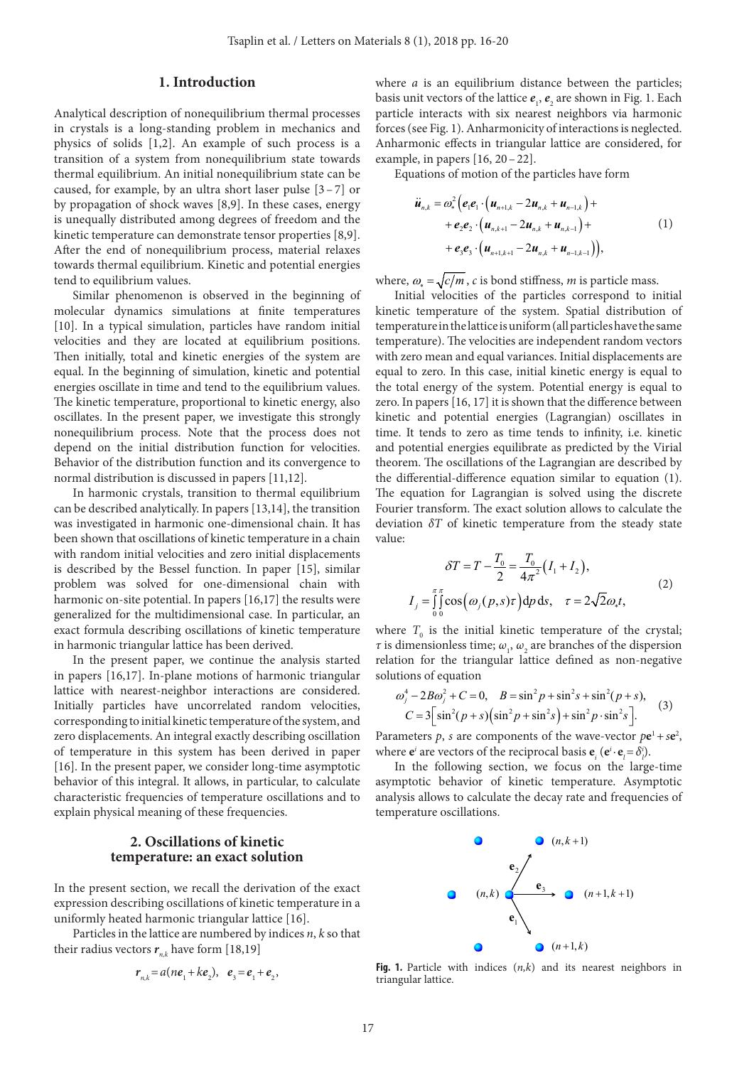## 1. Introduction

Analytical description of nonequilibrium thermal processes in crystals is a long-standing problem in mechanics and physics of solids [1,2]. An example of such process is a transition of a system from nonequilibrium state towards thermal equilibrium. An initial nonequilibrium state can be caused, for example, by an ultra short laser pulse [3–7] or by propagation of shock waves [8,9]. In these cases, energy is unequally distributed among degrees of freedom and the kinetic temperature can demonstrate tensor properties [8,9]. After the end of nonequilibrium process, material relaxes towards thermal equilibrium. Kinetic and potential energies tend to equilibrium values.

Similar phenomenon is observed in the beginning of molecular dynamics simulations at finite temperatures [10]. In a typical simulation, particles have random initial velocities and they are located at equilibrium positions. Then initially, total and kinetic energies of the system are equal. In the beginning of simulation, kinetic and potential energies oscillate in time and tend to the equilibrium values. The kinetic temperature, proportional to kinetic energy, also oscillates. In the present paper, we investigate this strongly nonequilibrium process. Note that the process does not depend on the initial distribution function for velocities. Behavior of the distribution function and its convergence to normal distribution is discussed in papers [11,12].

In harmonic crystals, transition to thermal equilibrium can be described analytically. In papers [13,14], the transition was investigated in harmonic one-dimensional chain. It has been shown that oscillations of kinetic temperature in a chain with random initial velocities and zero initial displacements is described by the Bessel function. In paper [15], similar problem was solved for one-dimensional chain with harmonic on-site potential. In papers [16,17] the results were generalized for the multidimensional case. In particular, an exact formula describing oscillations of kinetic temperature in harmonic triangular lattice has been derived.

In the present paper, we continue the analysis started in papers [16,17]. In-plane motions of harmonic triangular lattice with nearest-neighbor interactions are considered. Initially particles have uncorrelated random velocities, corresponding to initial kinetic temperature of the system, and zero displacements. An integral exactly describing oscillation of temperature in this system has been derived in paper [16]. In the present paper, we consider long-time asymptotic behavior of this integral. It allows, in particular, to calculate characteristic frequencies of temperature oscillations and to explain physical meaning of these frequencies.

## 2. Oscillations of kinetic temperature: an exact solution

In the present section, we recall the derivation of the exact expression describing oscillations of kinetic temperature in a uniformly heated harmonic triangular lattice [16].

Particles in the lattice are numbered by indices $n$, $k$ so that their radius vectors $\boldsymbol{r}_{n,k}$ have form [18,19]

$$\boldsymbol{r}_{n,k} = a(n\boldsymbol{e}_1 + k\boldsymbol{e}_2), \quad \boldsymbol{e}_3 = \boldsymbol{e}_1 + \boldsymbol{e}_2,$$

where $a$ is an equilibrium distance between the particles; basis unit vectors of the lattice $\boldsymbol{e}_1$, $\boldsymbol{e}_2$ are shown in Fig. 1. Each particle interacts with six nearest neighbors via harmonic forces (see Fig. 1). Anharmonicity of interactions is neglected. Anharmonic effects in triangular lattice are considered, for example, in papers [16, 20–22].

Equations of motion of the particles have form

$$\begin{aligned}\ddot{\boldsymbol{u}}_{n,k} = \omega_*^2\Big(&\boldsymbol{e}_1\boldsymbol{e}_1\cdot\left(\boldsymbol{u}_{n+1,k} - 2\boldsymbol{u}_{n,k} + \boldsymbol{u}_{n-1,k}\right) + \\ &+\boldsymbol{e}_2\boldsymbol{e}_2\cdot\left(\boldsymbol{u}_{n,k+1} - 2\boldsymbol{u}_{n,k} + \boldsymbol{u}_{n,k-1}\right) + \\ &+\boldsymbol{e}_3\boldsymbol{e}_3\cdot\left(\boldsymbol{u}_{n+1,k+1} - 2\boldsymbol{u}_{n,k} + \boldsymbol{u}_{n-1,k-1}\right)\Big),\end{aligned} \tag{1}$$

where, $\omega_* = \sqrt{c/m}$, $c$ is bond stiffness, $m$ is particle mass.

Initial velocities of the particles correspond to initial kinetic temperature of the system. Spatial distribution of temperature in the lattice is uniform (all particles have the same temperature). The velocities are independent random vectors with zero mean and equal variances. Initial displacements are equal to zero. In this case, initial kinetic energy is equal to the total energy of the system. Potential energy is equal to zero. In papers [16, 17] it is shown that the difference between kinetic and potential energies (Lagrangian) oscillates in time. It tends to zero as time tends to infinity, i.e. kinetic and potential energies equilibrate as predicted by the Virial theorem. The oscillations of the Lagrangian are described by the differential-difference equation similar to equation (1). The equation for Lagrangian is solved using the discrete Fourier transform. The exact solution allows to calculate the deviation $\delta T$ of kinetic temperature from the steady state value:

$$\delta T = T - \frac{T_0}{2} = \frac{T_0}{4\pi^2}\left(I_1 + I_2\right),$$
$$I_j = \int_0^{\pi}\int_0^{\pi}\cos\left(\omega_j(p,s)\tau\right)\mathrm{d}p\,\mathrm{d}s, \quad \tau = 2\sqrt{2}\omega_* t, \tag{2}$$

where $T_0$ is the initial kinetic temperature of the crystal; $\tau$ is dimensionless time; $\omega_1$, $\omega_2$ are branches of the dispersion relation for the triangular lattice defined as non-negative solutions of equation

$$\begin{aligned}&\omega_j^4 - 2B\omega_j^2 + C = 0, \quad B = \sin^2 p + \sin^2 s + \sin^2(p+s), \\ &C = 3\left[\sin^2(p+s)\left(\sin^2 p + \sin^2 s\right) + \sin^2 p\cdot\sin^2 s\right].\end{aligned} \tag{3}$$

Parameters $p$, $s$ are components of the wave-vector $p\mathbf{e}^1 + s\mathbf{e}^2$, where $\mathbf{e}^i$ are vectors of the reciprocal basis $\mathbf{e}_i$ ($\mathbf{e}^i\cdot\mathbf{e}_l = \delta_l^i$).

In the following section, we focus on the large-time asymptotic behavior of kinetic temperature. Asymptotic analysis allows to calculate the decay rate and frequencies of temperature oscillations.

**Fig. 1.** Particle with indices $(n,k)$ and its nearest neighbors in triangular lattice.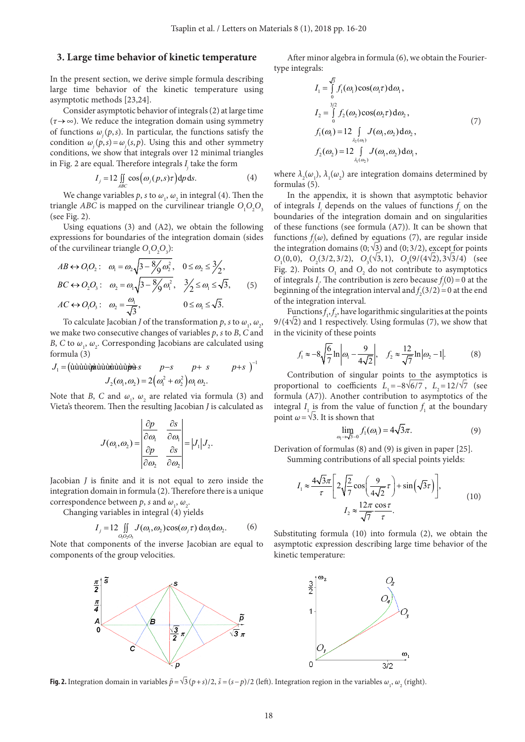## 3. Large time behavior of kinetic temperature

In the present section, we derive simple formula describing large time behavior of the kinetic temperature using asymptotic methods [23,24].

Consider asymptotic behavior of integrals (2) at large time ($\tau \to \infty$). We reduce the integration domain using symmetry of functions $\omega_j(p,s)$. In particular, the functions satisfy the condition $\omega_j(p,s) = \omega_j(s,p)$. Using this and other symmetry conditions, we show that integrals over 12 minimal triangles in Fig. 2 are equal. Therefore integrals $I_j$ take the form

$$I_j = 12 \iint_{ABC} \cos\left(\omega_j(p,s)\tau\right) \mathrm{d}p\,\mathrm{d}s. \tag{4}$$

We change variables $p$, $s$ to $\omega_1$, $\omega_2$ in integral (4). Then the triangle $ABC$ is mapped on the curvilinear triangle $O_1O_2O_3$ (see Fig. 2).

Using equations (3) and (A2), we obtain the following expressions for boundaries of the integration domain (sides of the curvilinear triangle $O_1O_2O_3$):

$$\begin{aligned}
&AB \leftrightarrow O_1O_2: \quad \omega_1 = \omega_2\sqrt{3 - \tfrac{8}{9}\omega_2^2}, \quad 0 \le \omega_2 \le \tfrac{3}{2},\\
&BC \leftrightarrow O_2O_3: \quad \omega_2 = \omega_1\sqrt{3 - \tfrac{8}{9}\omega_1^2}, \quad \tfrac{3}{2} \le \omega_1 \le \sqrt{3},\\
&AC \leftrightarrow O_1O_3: \quad \omega_2 = \frac{\omega_1}{\sqrt{3}}, \quad 0 \le \omega_1 \le \sqrt{3}.
\end{aligned} \tag{5}$$

To calculate Jacobian $J$ of the transformation $p$, $s$ to $\omega_1$, $\omega_2$, we make two consecutive changes of variables $p$, $s$ to $B$, $C$ and $B$, $C$ to $\omega_1$, $\omega_2$. Corresponding Jacobians are calculated using formula (3)

$$J_1 = \left(\ldots p-s \quad p-s \quad p+s \quad p+s\right)^{-1}$$

$$J_2(\omega_1,\omega_2) = 2\left(\omega_1^2 + \omega_2^2\right)\omega_1\omega_2.$$

Note that $B$, $C$ and $\omega_1$, $\omega_2$ are related via formula (3) and Vieta's theorem. Then the resulting Jacobian $J$ is calculated as

$$J(\omega_1,\omega_2) = \begin{vmatrix} \dfrac{\partial p}{\partial \omega_1} & \dfrac{\partial s}{\partial \omega_1} \\ \dfrac{\partial p}{\partial \omega_2} & \dfrac{\partial s}{\partial \omega_2} \end{vmatrix} = |J_1| J_2.$$

Jacobian $J$ is finite and it is not equal to zero inside the integration domain in formula (2). Therefore there is a unique correspondence between $p$, $s$ and $\omega_1$, $\omega_2$.

Changing variables in integral (4) yields

$$I_j = 12 \iint_{O_1O_2O_3} J(\omega_1,\omega_2)\cos(\omega_j\tau)\,\mathrm{d}\omega_1\mathrm{d}\omega_2. \tag{6}$$

Note that components of the inverse Jacobian are equal to components of the group velocities.

After minor algebra in formula (6), we obtain the Fourier-type integrals:

$$\begin{aligned}
&I_1 = \int_0^{\sqrt{3}} f_1(\omega_1)\cos(\omega_1\tau)\,\mathrm{d}\omega_1,\\
&I_2 = \int_0^{3/2} f_2(\omega_2)\cos(\omega_2\tau)\,\mathrm{d}\omega_2,\\
&f_1(\omega_1) = 12\int_{\lambda_2(\omega_1)} J(\omega_1,\omega_2)\,\mathrm{d}\omega_2,\\
&f_2(\omega_2) = 12\int_{\lambda_1(\omega_2)} J(\omega_1,\omega_2)\,\mathrm{d}\omega_1,
\end{aligned} \tag{7}$$

where $\lambda_2(\omega_1)$, $\lambda_1(\omega_2)$ are integration domains determined by formulas (5).

In the appendix, it is shown that asymptotic behavior of integrals $I_j$ depends on the values of functions $f_j$ on the boundaries of the integration domain and on singularities of these functions (see formula (A7)). It can be shown that functions $f_j(\omega)$, defined by equations (7), are regular inside the integration domains $(0;\sqrt{3})$ and $(0;3/2)$, except for points $O_1(0,0)$, $O_2(3/2,3/2)$, $O_3(\sqrt{3},1)$, $O_4(9/(4\sqrt{2}),3\sqrt{3}/4)$ (see Fig. 2). Points $O_1$ and $O_2$ do not contribute to asymptotics of integrals $I_j$. The contribution is zero because $f_j(0)=0$ at the beginning of the integration interval and $f_2(3/2)=0$ at the end of the integration interval.

Functions $f_1, f_2$, have logarithmic singularities at the points $9/(4\sqrt{2})$ and 1 respectively. Using formulas (7), we show that in the vicinity of these points

$$f_1 \approx -8\sqrt{\frac{6}{7}}\ln\left|\omega_1 - \frac{9}{4\sqrt{2}}\right|, \quad f_2 \approx \frac{12}{\sqrt{7}}\ln|\omega_2 - 1|. \tag{8}$$

Contribution of singular points to the asymptotics is proportional to coefficients $L_1 = -8\sqrt{6/7}$, $L_2 = 12/\sqrt{7}$ (see formula (A7)). Another contribution to asymptotics of the integral $I_1$ is from the value of function $f_1$ at the boundary point $\omega = \sqrt{3}$. It is shown that

$$\lim_{\omega_1 \to \sqrt{3}-0} f_1(\omega_1) = 4\sqrt{3}\pi. \tag{9}$$

Derivation of formulas (8) and (9) is given in paper [25].

Summing contributions of all special points yields:

$$\begin{aligned}
&I_1 \approx \frac{4\sqrt{3}\pi}{\tau}\left[2\sqrt{\frac{2}{7}}\cos\left(\frac{9}{4\sqrt{2}}\tau\right) + \sin\left(\sqrt{3}\tau\right)\right],\\
&I_2 \approx \frac{12\pi}{\sqrt{7}}\frac{\cos\tau}{\tau}.
\end{aligned} \tag{10}$$

Substituting formula (10) into formula (2), we obtain the asymptotic expression describing large time behavior of the kinetic temperature:

**Fig. 2.** Integration domain in variables $\tilde{p} = \sqrt{3}(p+s)/2$, $\tilde{s} = (s-p)/2$ (left). Integration region in the variables $\omega_1$, $\omega_2$ (right).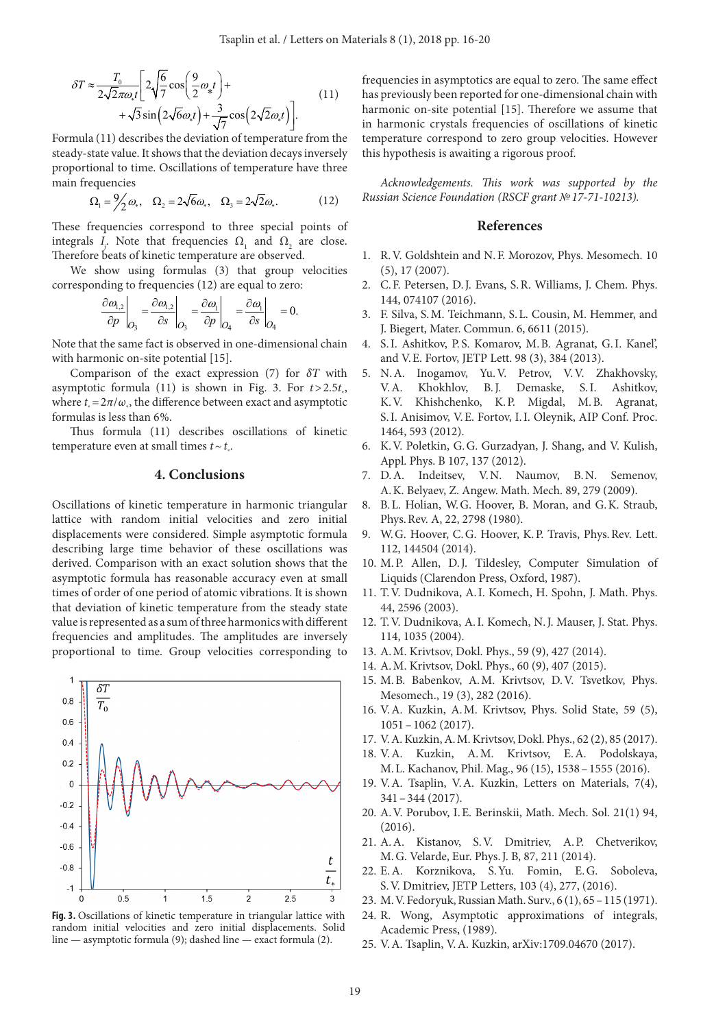$$\delta T \approx \frac{T_0}{2\sqrt{2\pi\omega_* t}}\left[2\sqrt{\frac{6}{7}}\cos\left(\frac{9}{2}\omega_* t\right)+\right.$$
$$\left.+\sqrt{3}\sin\left(2\sqrt{6}\omega_* t\right)+\frac{3}{\sqrt{7}}\cos\left(2\sqrt{2}\omega_* t\right)\right]. \qquad (11)$$

Formula (11) describes the deviation of temperature from the steady-state value. It shows that the deviation decays inversely proportional to time. Oscillations of temperature have three main frequencies

$$\Omega_1 = {}^9\!/_2\,\omega_*, \quad \Omega_2 = 2\sqrt{6}\omega_*, \quad \Omega_3 = 2\sqrt{2}\omega_*. \qquad (12)$$

These frequencies correspond to three special points of integrals $I_j$. Note that frequencies $\Omega_1$ and $\Omega_2$ are close. Therefore beats of kinetic temperature are observed.

We show using formulas (3) that group velocities corresponding to frequencies (12) are equal to zero:

$$\left.\frac{\partial\omega_{1,2}}{\partial p}\right|_{O_3} = \left.\frac{\partial\omega_{1,2}}{\partial s}\right|_{O_3} = \left.\frac{\partial\omega_1}{\partial p}\right|_{O_4} = \left.\frac{\partial\omega_1}{\partial s}\right|_{O_4} = 0.$$

Note that the same fact is observed in one-dimensional chain with harmonic on-site potential [15].

Comparison of the exact expression (7) for $\delta T$ with asymptotic formula (11) is shown in Fig. 3. For $t > 2.5t_*$, where $t_* = 2\pi/\omega_*$, the difference between exact and asymptotic formulas is less than 6%.

Thus formula (11) describes oscillations of kinetic temperature even at small times $t \sim t_*$.

## 4. Conclusions

Oscillations of kinetic temperature in harmonic triangular lattice with random initial velocities and zero initial displacements were considered. Simple asymptotic formula describing large time behavior of these oscillations was derived. Comparison with an exact solution shows that the asymptotic formula has reasonable accuracy even at small times of order of one period of atomic vibrations. It is shown that deviation of kinetic temperature from the steady state value is represented as a sum of three harmonics with different frequencies and amplitudes. The amplitudes are inversely proportional to time. Group velocities corresponding to frequencies in asymptotics are equal to zero. The same effect has previously been reported for one-dimensional chain with harmonic on-site potential [15]. Therefore we assume that in harmonic crystals frequencies of oscillations of kinetic temperature correspond to zero group velocities. However this hypothesis is awaiting a rigorous proof.

**Fig. 3.** Oscillations of kinetic temperature in triangular lattice with random initial velocities and zero initial displacements. Solid line — asymptotic formula (9); dashed line — exact formula (2).

*Acknowledgements. This work was supported by the Russian Science Foundation (RSCF grant № 17-71-10213).*

## References

1. R. V. Goldshtein and N. F. Morozov, Phys. Mesomech. 10 (5), 17 (2007).
2. C. F. Petersen, D. J. Evans, S. R. Williams, J. Chem. Phys. 144, 074107 (2016).
3. F. Silva, S. M. Teichmann, S. L. Cousin, M. Hemmer, and J. Biegert, Mater. Commun. 6, 6611 (2015).
4. S. I. Ashitkov, P. S. Komarov, M. B. Agranat, G. I. Kanel', and V. E. Fortov, JETP Lett. 98 (3), 384 (2013).
5. N. A. Inogamov, Yu. V. Petrov, V. V. Zhakhovsky, V. A. Khokhlov, B. J. Demaske, S. I. Ashitkov, K. V. Khishchenko, K. P. Migdal, M. B. Agranat, S. I. Anisimov, V. E. Fortov, I. I. Oleynik, AIP Conf. Proc. 1464, 593 (2012).
6. K. V. Poletkin, G. G. Gurzadyan, J. Shang, and V. Kulish, Appl. Phys. B 107, 137 (2012).
7. D. A. Indeitsev, V. N. Naumov, B. N. Semenov, A. K. Belyaev, Z. Angew. Math. Mech. 89, 279 (2009).
8. B. L. Holian, W. G. Hoover, B. Moran, and G. K. Straub, Phys. Rev. A, 22, 2798 (1980).
9. W. G. Hoover, C. G. Hoover, K. P. Travis, Phys. Rev. Lett. 112, 144504 (2014).
10. M. P. Allen, D. J. Tildesley, Computer Simulation of Liquids (Clarendon Press, Oxford, 1987).
11. T. V. Dudnikova, A. I. Komech, H. Spohn, J. Math. Phys. 44, 2596 (2003).
12. T. V. Dudnikova, A. I. Komech, N. J. Mauser, J. Stat. Phys. 114, 1035 (2004).
13. A. M. Krivtsov, Dokl. Phys., 59 (9), 427 (2014).
14. A. M. Krivtsov, Dokl. Phys., 60 (9), 407 (2015).
15. M. B. Babenkov, A. M. Krivtsov, D. V. Tsvetkov, Phys. Mesomech., 19 (3), 282 (2016).
16. V. A. Kuzkin, A. M. Krivtsov, Phys. Solid State, 59 (5), 1051 – 1062 (2017).
17. V. A. Kuzkin, A. M. Krivtsov, Dokl. Phys., 62 (2), 85 (2017).
18. V. A. Kuzkin, A. M. Krivtsov, E. A. Podolskaya, M. L. Kachanov, Phil. Mag., 96 (15), 1538 – 1555 (2016).
19. V. A. Tsaplin, V. A. Kuzkin, Letters on Materials, 7(4), 341 – 344 (2017).
20. A. V. Porubov, I. E. Berinskii, Math. Mech. Sol. 21(1) 94, (2016).
21. A. A. Kistanov, S. V. Dmitriev, A. P. Chetverikov, M. G. Velarde, Eur. Phys. J. B, 87, 211 (2014).
22. E. A. Korznikova, S. Yu. Fomin, E. G. Soboleva, S. V. Dmitriev, JETP Letters, 103 (4), 277, (2016).
23. M. V. Fedoryuk, Russian Math. Surv., 6 (1), 65 – 115 (1971).
24. R. Wong, Asymptotic approximations of integrals, Academic Press, (1989).
25. V. A. Tsaplin, V. A. Kuzkin, arXiv:1709.04670 (2017).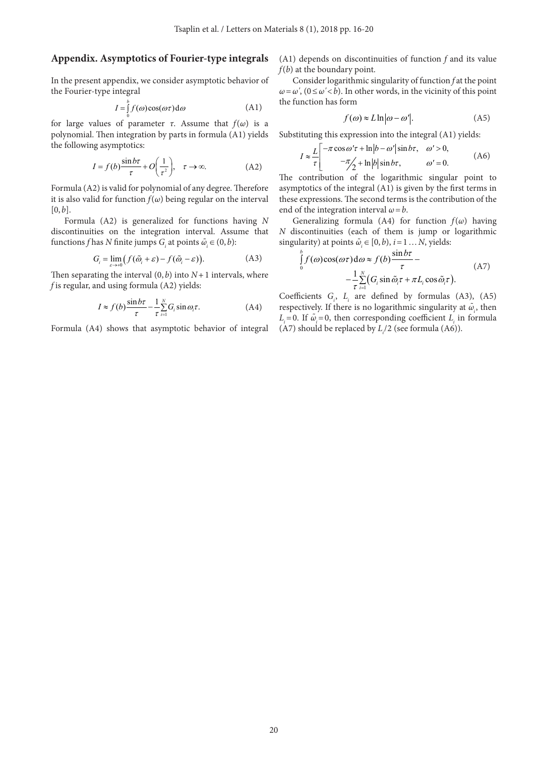## Appendix. Asymptotics of Fourier-type integrals

In the present appendix, we consider asymptotic behavior of the Fourier-type integral

$$I = \int_0^b f(\omega)\cos(\omega\tau)\,\mathrm{d}\omega \tag{A1}$$

for large values of parameter $\tau$. Assume that $f(\omega)$ is a polynomial. Then integration by parts in formula (A1) yields the following asymptotics:

$$I = f(b)\frac{\sin b\tau}{\tau} + O\left(\frac{1}{\tau^2}\right), \quad \tau \to \infty. \tag{A2}$$

Formula (A2) is valid for polynomial of any degree. Therefore it is also valid for function $f(\omega)$ being regular on the interval $[0, b]$.

Formula (A2) is generalized for functions having $N$ discontinuities on the integration interval. Assume that functions $f$ has $N$ finite jumps $G_i$ at points $\tilde{\omega}_i \in (0, b)$:

$$G_i = \lim_{\varepsilon \to +0}\big(f(\tilde{\omega}_i + \varepsilon) - f(\tilde{\omega}_i - \varepsilon)\big). \tag{A3}$$

Then separating the interval $(0, b)$ into $N+1$ intervals, where $f$ is regular, and using formula (A2) yields:

$$I \approx f(b)\frac{\sin b\tau}{\tau} - \frac{1}{\tau}\sum_{i=1}^{N} G_i \sin\omega_i\tau. \tag{A4}$$

Formula (A4) shows that asymptotic behavior of integral (A1) depends on discontinuities of function $f$ and its value $f(b)$ at the boundary point.

Consider logarithmic singularity of function $f$ at the point $\omega = \omega'$, $(0 \le \omega' < b)$. In other words, in the vicinity of this point the function has form

$$f(\omega) \approx L\ln|\omega - \omega'|. \tag{A5}$$

Substituting this expression into the integral (A1) yields:

$$I \approx \frac{L}{\tau}\begin{cases} -\pi\cos\omega'\tau + \ln|b - \omega'|\sin b\tau, & \omega' > 0, \\ -\pi/2 + \ln|b|\sin b\tau, & \omega' = 0. \end{cases} \tag{A6}$$

The contribution of the logarithmic singular point to asymptotics of the integral (A1) is given by the first terms in these expressions. The second terms is the contribution of the end of the integration interval $\omega = b$.

Generalizing formula (A4) for function $f(\omega)$ having $N$ discontinuities (each of them is jump or logarithmic singularity) at points $\tilde{\omega}_i \in [0, b)$, $i = 1 \ldots N$, yields:

$$\int_0^b f(\omega)\cos(\omega\tau)\,\mathrm{d}\omega \approx f(b)\frac{\sin b\tau}{\tau} - \frac{1}{\tau}\sum_{i=1}^{N}\big(G_i \sin\tilde{\omega}_i\tau + \pi L_i \cos\tilde{\omega}_i\tau\big). \tag{A7}$$

Coefficients $G_i$, $L_i$ are defined by formulas (A3), (A5) respectively. If there is no logarithmic singularity at $\tilde{\omega}_i$, then $L_i = 0$. If $\tilde{\omega}_i = 0$, then corresponding coefficient $L_i$ in formula (A7) should be replaced by $L_i/2$ (see formula (A6)).